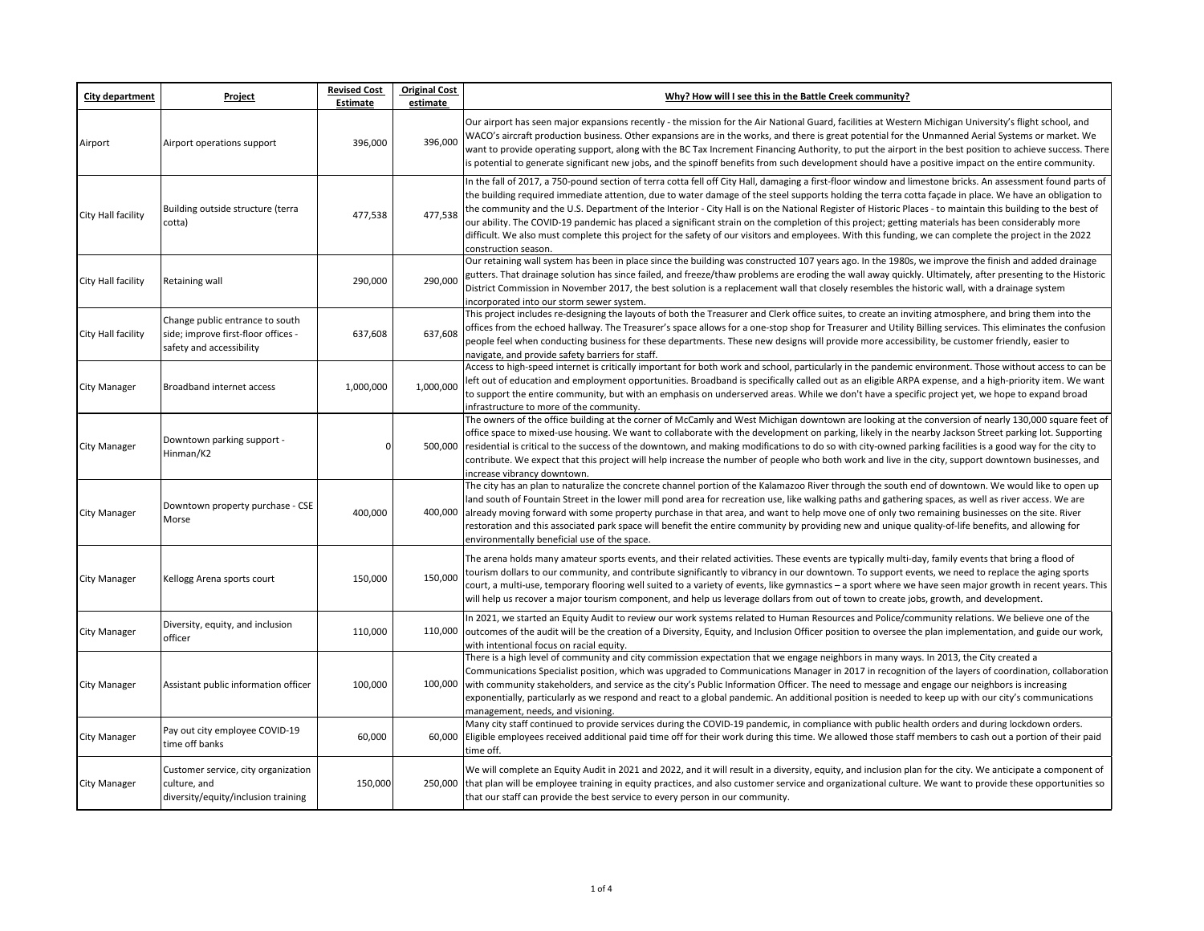| City department | Project | Revised Cost Estimate | Original Cost estimate | Why? How will I see this in the Battle Creek community? |
|---|---|---|---|---|
| Airport | Airport operations support | 396,000 | 396,000 | Our airport has seen major expansions recently - the mission for the Air National Guard, facilities at Western Michigan University's flight school, and WACO's aircraft production business. Other expansions are in the works, and there is great potential for the Unmanned Aerial Systems or market. We want to provide operating support, along with the BC Tax Increment Financing Authority, to put the airport in the best position to achieve success. There is potential to generate significant new jobs, and the spinoff benefits from such development should have a positive impact on the entire community. |
| City Hall facility | Building outside structure (terra cotta) | 477,538 | 477,538 | In the fall of 2017, a 750-pound section of terra cotta fell off City Hall, damaging a first-floor window and limestone bricks. An assessment found parts of the building required immediate attention, due to water damage of the steel supports holding the terra cotta façade in place. We have an obligation to the community and the U.S. Department of the Interior - City Hall is on the National Register of Historic Places - to maintain this building to the best of our ability. The COVID-19 pandemic has placed a significant strain on the completion of this project; getting materials has been considerably more difficult. We also must complete this project for the safety of our visitors and employees. With this funding, we can complete the project in the 2022 construction season. |
| City Hall facility | Retaining wall | 290,000 | 290,000 | Our retaining wall system has been in place since the building was constructed 107 years ago. In the 1980s, we improve the finish and added drainage gutters. That drainage solution has since failed, and freeze/thaw problems are eroding the wall away quickly. Ultimately, after presenting to the Historic District Commission in November 2017, the best solution is a replacement wall that closely resembles the historic wall, with a drainage system incorporated into our storm sewer system. |
| City Hall facility | Change public entrance to south side; improve first-floor offices - safety and accessibility | 637,608 | 637,608 | This project includes re-designing the layouts of both the Treasurer and Clerk office suites, to create an inviting atmosphere, and bring them into the offices from the echoed hallway. The Treasurer's space allows for a one-stop shop for Treasurer and Utility Billing services. This eliminates the confusion people feel when conducting business for these departments. These new designs will provide more accessibility, be customer friendly, easier to navigate, and provide safety barriers for staff. |
| City Manager | Broadband internet access | 1,000,000 | 1,000,000 | Access to high-speed internet is critically important for both work and school, particularly in the pandemic environment. Those without access to can be left out of education and employment opportunities. Broadband is specifically called out as an eligible ARPA expense, and a high-priority item. We want to support the entire community, but with an emphasis on underserved areas. While we don't have a specific project yet, we hope to expand broad infrastructure to more of the community. |
| City Manager | Downtown parking support - Hinman/K2 | 0 | 500,000 | The owners of the office building at the corner of McCamly and West Michigan downtown are looking at the conversion of nearly 130,000 square feet of office space to mixed-use housing. We want to collaborate with the development on parking, likely in the nearby Jackson Street parking lot. Supporting residential is critical to the success of the downtown, and making modifications to do so with city-owned parking facilities is a good way for the city to contribute. We expect that this project will help increase the number of people who both work and live in the city, support downtown businesses, and increase vibrancy downtown. |
| City Manager | Downtown property purchase - CSE Morse | 400,000 | 400,000 | The city has an plan to naturalize the concrete channel portion of the Kalamazoo River through the south end of downtown. We would like to open up land south of Fountain Street in the lower mill pond area for recreation use, like walking paths and gathering spaces, as well as river access. We are already moving forward with some property purchase in that area, and want to help move one of only two remaining businesses on the site. River restoration and this associated park space will benefit the entire community by providing new and unique quality-of-life benefits, and allowing for environmentally beneficial use of the space. |
| City Manager | Kellogg Arena sports court | 150,000 | 150,000 | The arena holds many amateur sports events, and their related activities. These events are typically multi-day, family events that bring a flood of tourism dollars to our community, and contribute significantly to vibrancy in our downtown. To support events, we need to replace the aging sports court, a multi-use, temporary flooring well suited to a variety of events, like gymnastics – a sport where we have seen major growth in recent years. This will help us recover a major tourism component, and help us leverage dollars from out of town to create jobs, growth, and development. |
| City Manager | Diversity, equity, and inclusion officer | 110,000 | 110,000 | In 2021, we started an Equity Audit to review our work systems related to Human Resources and Police/community relations. We believe one of the outcomes of the audit will be the creation of a Diversity, Equity, and Inclusion Officer position to oversee the plan implementation, and guide our work, with intentional focus on racial equity. |
| City Manager | Assistant public information officer | 100,000 | 100,000 | There is a high level of community and city commission expectation that we engage neighbors in many ways. In 2013, the City created a Communications Specialist position, which was upgraded to Communications Manager in 2017 in recognition of the layers of coordination, collaboration with community stakeholders, and service as the city's Public Information Officer. The need to message and engage our neighbors is increasing exponentially, particularly as we respond and react to a global pandemic. An additional position is needed to keep up with our city's communications management, needs, and visioning. |
| City Manager | Pay out city employee COVID-19 time off banks | 60,000 | 60,000 | Many city staff continued to provide services during the COVID-19 pandemic, in compliance with public health orders and during lockdown orders. Eligible employees received additional paid time off for their work during this time. We allowed those staff members to cash out a portion of their paid time off. |
| City Manager | Customer service, city organization culture, and diversity/equity/inclusion training | 150,000 | 250,000 | We will complete an Equity Audit in 2021 and 2022, and it will result in a diversity, equity, and inclusion plan for the city. We anticipate a component of that plan will be employee training in equity practices, and also customer service and organizational culture. We want to provide these opportunities so that our staff can provide the best service to every person in our community. |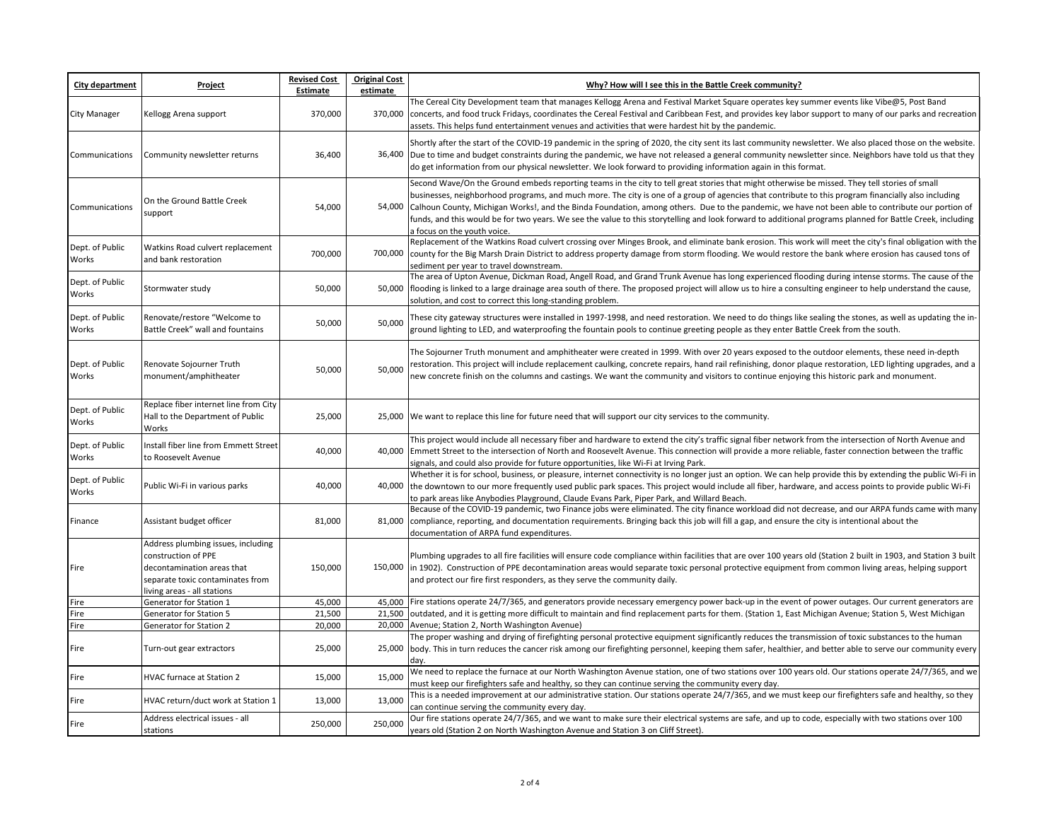| City department | Project | Revised Cost Estimate | Original Cost estimate | Why? How will I see this in the Battle Creek community? |
|---|---|---|---|---|
| City Manager | Kellogg Arena support | 370,000 | 370,000 | The Cereal City Development team that manages Kellogg Arena and Festival Market Square operates key summer events like Vibe@5, Post Band concerts, and food truck Fridays, coordinates the Cereal Festival and Caribbean Fest, and provides key labor support to many of our parks and recreation assets. This helps fund entertainment venues and activities that were hardest hit by the pandemic. |
| Communications | Community newsletter returns | 36,400 | 36,400 | Shortly after the start of the COVID-19 pandemic in the spring of 2020, the city sent its last community newsletter. We also placed those on the website. Due to time and budget constraints during the pandemic, we have not released a general community newsletter since. Neighbors have told us that they do get information from our physical newsletter. We look forward to providing information again in this format. |
| Communications | On the Ground Battle Creek support | 54,000 | 54,000 | Second Wave/On the Ground embeds reporting teams in the city to tell great stories that might otherwise be missed. They tell stories of small businesses, neighborhood programs, and much more. The city is one of a group of agencies that contribute to this program financially also including Calhoun County, Michigan Works!, and the Binda Foundation, among others. Due to the pandemic, we have not been able to contribute our portion of funds, and this would be for two years. We see the value to this storytelling and look forward to additional programs planned for Battle Creek, including a focus on the youth voice. |
| Dept. of Public Works | Watkins Road culvert replacement and bank restoration | 700,000 | 700,000 | Replacement of the Watkins Road culvert crossing over Minges Brook, and eliminate bank erosion. This work will meet the city's final obligation with the county for the Big Marsh Drain District to address property damage from storm flooding. We would restore the bank where erosion has caused tons of sediment per year to travel downstream. |
| Dept. of Public Works | Stormwater study | 50,000 | 50,000 | The area of Upton Avenue, Dickman Road, Angell Road, and Grand Trunk Avenue has long experienced flooding during intense storms. The cause of the flooding is linked to a large drainage area south of there. The proposed project will allow us to hire a consulting engineer to help understand the cause, solution, and cost to correct this long-standing problem. |
| Dept. of Public Works | Renovate/restore "Welcome to Battle Creek" wall and fountains | 50,000 | 50,000 | These city gateway structures were installed in 1997-1998, and need restoration. We need to do things like sealing the stones, as well as updating the in-ground lighting to LED, and waterproofing the fountain pools to continue greeting people as they enter Battle Creek from the south. |
| Dept. of Public Works | Renovate Sojourner Truth monument/amphitheater | 50,000 | 50,000 | The Sojourner Truth monument and amphitheater were created in 1999. With over 20 years exposed to the outdoor elements, these need in-depth restoration. This project will include replacement caulking, concrete repairs, hand rail refinishing, donor plaque restoration, LED lighting upgrades, and a new concrete finish on the columns and castings. We want the community and visitors to continue enjoying this historic park and monument. |
| Dept. of Public Works | Replace fiber internet line from City Hall to the Department of Public Works | 25,000 | 25,000 | We want to replace this line for future need that will support our city services to the community. |
| Dept. of Public Works | Install fiber line from Emmett Street to Roosevelt Avenue | 40,000 | 40,000 | This project would include all necessary fiber and hardware to extend the city's traffic signal fiber network from the intersection of North Avenue and Emmett Street to the intersection of North and Roosevelt Avenue. This connection will provide a more reliable, faster connection between the traffic signals, and could also provide for future opportunities, like Wi-Fi at Irving Park. |
| Dept. of Public Works | Public Wi-Fi in various parks | 40,000 | 40,000 | Whether it is for school, business, or pleasure, internet connectivity is no longer just an option. We can help provide this by extending the public Wi-Fi in the downtown to our more frequently used public park spaces. This project would include all fiber, hardware, and access points to provide public Wi-Fi to park areas like Anybodies Playground, Claude Evans Park, Piper Park, and Willard Beach. |
| Finance | Assistant budget officer | 81,000 | 81,000 | Because of the COVID-19 pandemic, two Finance jobs were eliminated. The city finance workload did not decrease, and our ARPA funds came with many compliance, reporting, and documentation requirements. Bringing back this job will fill a gap, and ensure the city is intentional about the documentation of ARPA fund expenditures. |
| Fire | Address plumbing issues, including construction of PPE decontamination areas that separate toxic contaminates from living areas - all stations | 150,000 | 150,000 | Plumbing upgrades to all fire facilities will ensure code compliance within facilities that are over 100 years old (Station 2 built in 1903, and Station 3 built in 1902). Construction of PPE decontamination areas would separate toxic personal protective equipment from common living areas, helping support and protect our fire first responders, as they serve the community daily. |
| Fire | Generator for Station 1 | 45,000 | 45,000 | Fire stations operate 24/7/365, and generators provide necessary emergency power back-up in the event of power outages. Our current generators are outdated, and it is getting more difficult to maintain and find replacement parts for them. (Station 1, East Michigan Avenue; Station 5, West Michigan Avenue; Station 2, North Washington Avenue) |
| Fire | Generator for Station 5 | 21,500 | 21,500 | |
| Fire | Generator for Station 2 | 20,000 | 20,000 | |
| Fire | Turn-out gear extractors | 25,000 | 25,000 | The proper washing and drying of firefighting personal protective equipment significantly reduces the transmission of toxic substances to the human body. This in turn reduces the cancer risk among our firefighting personnel, keeping them safer, healthier, and better able to serve our community every day. |
| Fire | HVAC furnace at Station 2 | 15,000 | 15,000 | We need to replace the furnace at our North Washington Avenue station, one of two stations over 100 years old. Our stations operate 24/7/365, and we must keep our firefighters safe and healthy, so they can continue serving the community every day. |
| Fire | HVAC return/duct work at Station 1 | 13,000 | 13,000 | This is a needed improvement at our administrative station. Our stations operate 24/7/365, and we must keep our firefighters safe and healthy, so they can continue serving the community every day. |
| Fire | Address electrical issues - all stations | 250,000 | 250,000 | Our fire stations operate 24/7/365, and we want to make sure their electrical systems are safe, and up to code, especially with two stations over 100 years old (Station 2 on North Washington Avenue and Station 3 on Cliff Street). |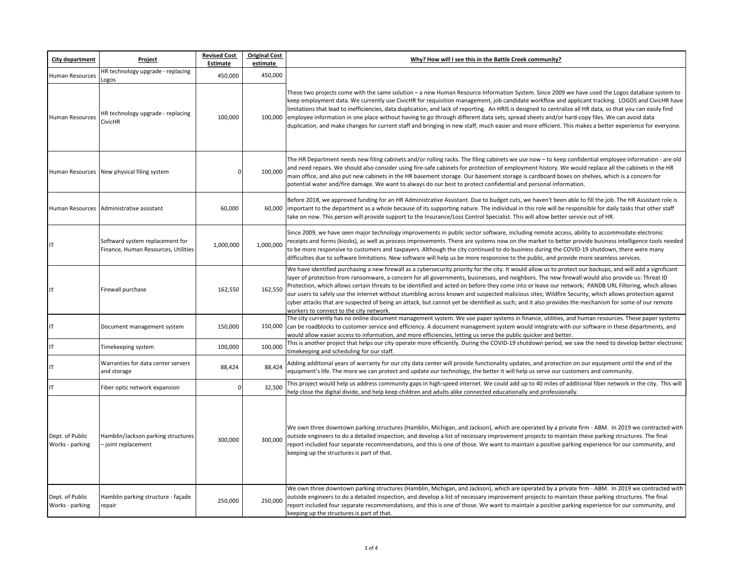| City department | Project | Revised Cost Estimate | Original Cost estimate | Why? How will I see this in the Battle Creek community? |
|---|---|---|---|---|
| Human Resources | HR technology upgrade - replacing Logos | 450,000 | 450,000 | These two projects come with the same solution – a new Human Resource Information System. Since 2009 we have used the Logos database system to keep employment data. We currently use CivicHR for requisition management, job candidate workflow and applicant tracking. LOGOS and CivicHR have limitations that lead to inefficiencies, data duplication, and lack of reporting. An HRIS is designed to centralize all HR data, so that you can easily find employee information in one place without having to go through different data sets, spread sheets and/or hard-copy files. We can avoid data duplication, and make changes for current staff and bringing in new staff, much easier and more efficient. This makes a better experience for everyone. |
| Human Resources | HR technology upgrade - replacing CivicHR | 100,000 | 100,000 | |
| Human Resources | New physical filing system | 0 | 100,000 | The HR Department needs new filing cabinets and/or rolling racks. The filing cabinets we use now – to keep confidential employee information - are old and need repairs. We should also consider using fire-safe cabinets for protection of employment history. We would replace all the cabinets in the HR main office, and also put new cabinets in the HR basement storage. Our basement storage is cardboard boxes on shelves, which is a concern for potential water and/fire damage. We want to always do our best to protect confidential and personal information. |
| Human Resources | Administrative assistant | 60,000 | 60,000 | Before 2018, we approved funding for an HR Administrative Assistant. Due to budget cuts, we haven't been able to fill the job. The HR Assistant role is important to the department as a whole because of its supporting nature. The individual in this role will be responsible for daily tasks that other staff take on now. This person will provide support to the Insurance/Loss Control Specialist. This will allow better service out of HR. |
| IT | Softward system replacement for Finance, Human Resources, Utilities | 1,000,000 | 1,000,000 | Since 2009, we have seen major technology improvements in public sector software, including remote access, ability to accommodate electronic receipts and forms (kiosks), as well as process improvements. There are systems now on the market to better provide business intelligence tools needed to be more responsive to customers and taxpayers. Although the city continued to do business during the COVID-19 shutdown, there were many difficulties due to software limitations. New software will help us be more responsive to the public, and provide more seamless services. |
| IT | Firewall purchase | 162,550 | 162,550 | We have identified purchasing a new firewall as a cybersecurity priority for the city. It would allow us to protect our backups, and will add a significant layer of protection from ransomware, a concern for all governments, businesses, and neighbors. The new firewall would also provide us: Threat ID Protection, which allows certain threats to be identified and acted on before they come into or leave our network; PANDB URL Filtering, which allows our users to safely use the internet without stumbling across known and suspected malicious sites; Wildfire Security, which allows protection against cyber attacks that are suspected of being an attack, but cannot yet be identified as such; and it also provides the mechanism for some of our remote workers to connect to the city network. |
| IT | Document management system | 150,000 | 150,000 | The city currently has no online document management system. We use paper systems in finance, utilities, and human resources. These paper systems can be roadblocks to customer service and efficiency. A document management system would integrate with our software in these departments, and would allow easier access to information, and more efficiencies, letting us serve the public quicker and better. |
| IT | Timekeeping system | 100,000 | 100,000 | This is another project that helps our city operate more efficiently. During the COVID-19 shutdown period, we saw the need to develop better electronic timekeeping and scheduling for our staff. |
| IT | Warranties for data center servers and storage | 88,424 | 88,424 | Adding additional years of warranty for our city data center will provide functionality updates, and protection on our equipment until the end of the equipment's life. The more we can protect and update our technology, the better it will help us serve our customers and community. |
| IT | Fiber optic network expansion | 0 | 32,500 | This project would help us address community gaps in high-speed internet. We could add up to 40 miles of additional fiber network in the city. This will help close the digital divide, and help keep children and adults alike connected educationally and professionally. |
| Dept. of Public Works - parking | Hamblin/Jackson parking structures – joint replacement | 300,000 | 300,000 | We own three downtown parking structures (Hamblin, Michigan, and Jackson), which are operated by a private firm - ABM. In 2019 we contracted with outside engineers to do a detailed inspection, and develop a list of necessary improvement projects to maintain these parking structures. The final report included four separate recommendations, and this is one of those. We want to maintain a positive parking experience for our community, and keeping up the structures is part of that. |
| Dept. of Public Works - parking | Hamblin parking structure - façade repair | 250,000 | 250,000 | We own three downtown parking structures (Hamblin, Michigan, and Jackson), which are operated by a private firm - ABM. In 2019 we contracted with outside engineers to do a detailed inspection, and develop a list of necessary improvement projects to maintain these parking structures. The final report included four separate recommendations, and this is one of those. We want to maintain a positive parking experience for our community, and keeping up the structures is part of that. |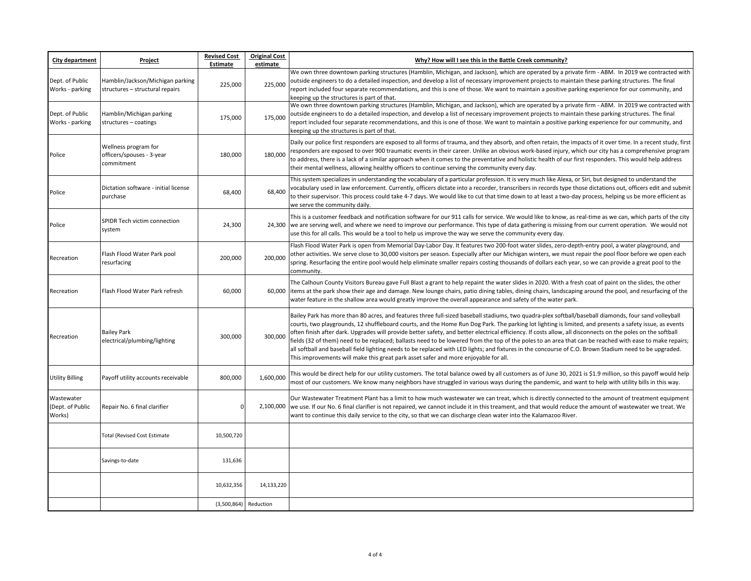| City department | Project | Revised Cost Estimate | Original Cost estimate | Why? How will I see this in the Battle Creek community? |
|---|---|---|---|---|
| Dept. of Public Works - parking | Hamblin/Jackson/Michigan parking structures – structural repairs | 225,000 | 225,000 | We own three downtown parking structures (Hamblin, Michigan, and Jackson), which are operated by a private firm - ABM. In 2019 we contracted with outside engineers to do a detailed inspection, and develop a list of necessary improvement projects to maintain these parking structures. The final report included four separate recommendations, and this is one of those. We want to maintain a positive parking experience for our community, and keeping up the structures is part of that. |
| Dept. of Public Works - parking | Hamblin/Michigan parking structures – coatings | 175,000 | 175,000 | We own three downtown parking structures (Hamblin, Michigan, and Jackson), which are operated by a private firm - ABM. In 2019 we contracted with outside engineers to do a detailed inspection, and develop a list of necessary improvement projects to maintain these parking structures. The final report included four separate recommendations, and this is one of those. We want to maintain a positive parking experience for our community, and keeping up the structures is part of that. |
| Police | Wellness program for officers/spouses - 3-year commitment | 180,000 | 180,000 | Daily our police first responders are exposed to all forms of trauma, and they absorb, and often retain, the impacts of it over time. In a recent study, first responders are exposed to over 900 traumatic events in their career. Unlike an obvious work-based injury, which our city has a comprehensive program to address, there is a lack of a similar approach when it comes to the preventative and holistic health of our first responders. This would help address their mental wellness, allowing healthy officers to continue serving the community every day. |
| Police | Dictation software - initial license purchase | 68,400 | 68,400 | This system specializes in understanding the vocabulary of a particular profession. It is very much like Alexa, or Siri, but designed to understand the vocabulary used in law enforcement. Currently, officers dictate into a recorder, transcribers in records type those dictations out, officers edit and submit to their supervisor. This process could take 4-7 days. We would like to cut that time down to at least a two-day process, helping us be more efficient as we serve the community daily. |
| Police | SPIDR Tech victim connection system | 24,300 | 24,300 | This is a customer feedback and notification software for our 911 calls for service. We would like to know, as real-time as we can, which parts of the city we are serving well, and where we need to improve our performance. This type of data gathering is missing from our current operation. We would not use this for all calls. This would be a tool to help us improve the way we serve the community every day. |
| Recreation | Flash Flood Water Park pool resurfacing | 200,000 | 200,000 | Flash Flood Water Park is open from Memorial Day-Labor Day. It features two 200-foot water slides, zero-depth-entry pool, a water playground, and other activities. We serve close to 30,000 visitors per season. Especially after our Michigan winters, we must repair the pool floor before we open each spring. Resurfacing the entire pool would help eliminate smaller repairs costing thousands of dollars each year, so we can provide a great pool to the community. |
| Recreation | Flash Flood Water Park refresh | 60,000 | 60,000 | The Calhoun County Visitors Bureau gave Full Blast a grant to help repaint the water slides in 2020. With a fresh coat of paint on the slides, the other items at the park show their age and damage. New lounge chairs, patio dining tables, dining chairs, landscaping around the pool, and resurfacing of the water feature in the shallow area would greatly improve the overall appearance and safety of the water park. |
| Recreation | Bailey Park electrical/plumbing/lighting | 300,000 | 300,000 | Bailey Park has more than 80 acres, and features three full-sized baseball stadiums, two quadra-plex softball/baseball diamonds, four sand volleyball courts, two playgrounds, 12 shuffleboard courts, and the Home Run Dog Park. The parking lot lighting is limited, and presents a safety issue, as events often finish after dark. Upgrades will provide better safety, and better electrical efficiency. If costs allow, all disconnects on the poles on the softball fields (32 of them) need to be replaced; ballasts need to be lowered from the top of the poles to an area that can be reached with ease to make repairs; all softball and baseball field lighting needs to be replaced with LED lights; and fixtures in the concourse of C.O. Brown Stadium need to be upgraded. This improvements will make this great park asset safer and more enjoyable for all. |
| Utility Billing | Payoff utility accounts receivable | 800,000 | 1,600,000 | This would be direct help for our utility customers. The total balance owed by all customers as of June 30, 2021 is $1.9 million, so this payoff would help most of our customers. We know many neighbors have struggled in various ways during the pandemic, and want to help with utility bills in this way. |
| Wastewater (Dept. of Public Works) | Repair No. 6 final clarifier | 0 | 2,100,000 | Our Wastewater Treatment Plant has a limit to how much wastewater we can treat, which is directly connected to the amount of treatment equipment we use. If our No. 6 final clarifier is not repaired, we cannot include it in this treament, and that would reduce the amount of wastewater we treat. We want to continue this daily service to the city, so that we can discharge clean water into the Kalamazoo River. |
| | Total (Revised Cost Estimate | 10,500,720 | | |
| | Savings-to-date | 131,636 | | |
| | | 10,632,356 | 14,133,220 | |
| | | (3,500,864) | Reduction | |